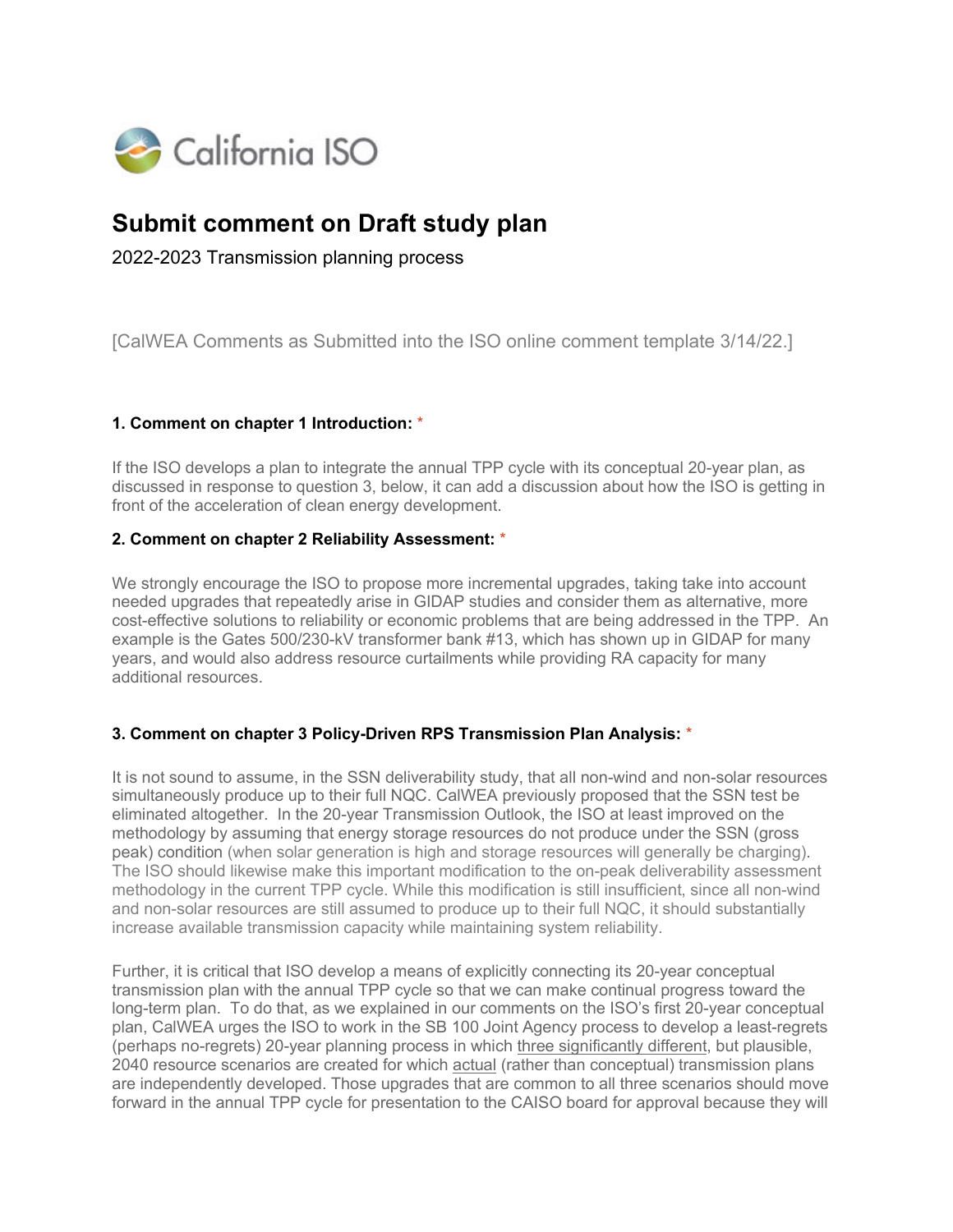California ISO

# Submit comment on Draft study plan

2022-2023 Transmission planning process

[CalWEA Comments as Submitted into the ISO online comment template 3/14/22.]

### 1. Comment on chapter 1 Introduction: *

If the ISO develops a plan to integrate the annual TPP cycle with its conceptual 20-year plan, as discussed in response to question 3, below, it can add a discussion about how the ISO is getting in front of the acceleration of clean energy development.

### 2. Comment on chapter 2 Reliability Assessment: *

We strongly encourage the ISO to propose more incremental upgrades, taking take into account needed upgrades that repeatedly arise in GIDAP studies and consider them as alternative, more cost-effective solutions to reliability or economic problems that are being addressed in the TPP. An example is the Gates 500/230-kV transformer bank #13, which has shown up in GIDAP for many years, and would also address resource curtailments while providing RA capacity for many additional resources.

### 3. Comment on chapter 3 Policy-Driven RPS Transmission Plan Analysis: *

It is not sound to assume, in the SSN deliverability study, that all non-wind and non-solar resources simultaneously produce up to their full NQC. CalWEA previously proposed that the SSN test be eliminated altogether. In the 20-year Transmission Outlook, the ISO at least improved on the methodology by assuming that energy storage resources do not produce under the SSN (gross peak) condition (when solar generation is high and storage resources will generally be charging). The ISO should likewise make this important modification to the on-peak deliverability assessment methodology in the current TPP cycle. While this modification is still insufficient, since all non-wind and non-solar resources are still assumed to produce up to their full NQC, it should substantially increase available transmission capacity while maintaining system reliability.

Further, it is critical that ISO develop a means of explicitly connecting its 20-year conceptual transmission plan with the annual TPP cycle so that we can make continual progress toward the long-term plan. To do that, as we explained in our comments on the ISO's first 20-year conceptual plan, CalWEA urges the ISO to work in the SB 100 Joint Agency process to develop a least-regrets (perhaps no-regrets) 20-year planning process in which three significantly different, but plausible, 2040 resource scenarios are created for which actual (rather than conceptual) transmission plans are independently developed. Those upgrades that are common to all three scenarios should move forward in the annual TPP cycle for presentation to the CAISO board for approval because they will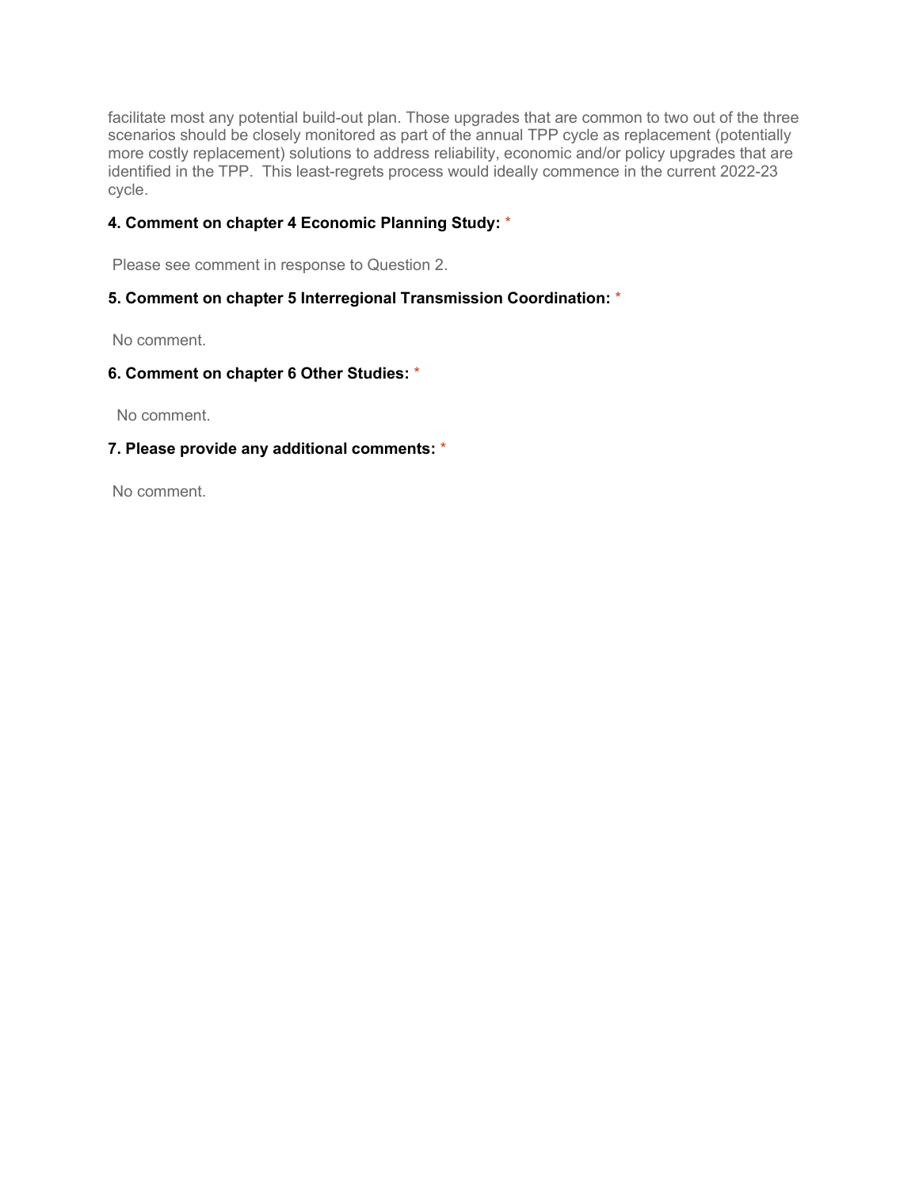facilitate most any potential build-out plan. Those upgrades that are common to two out of the three scenarios should be closely monitored as part of the annual TPP cycle as replacement (potentially more costly replacement) solutions to address reliability, economic and/or policy upgrades that are identified in the TPP. This least-regrets process would ideally commence in the current 2022-23 cycle.

**4. Comment on chapter 4 Economic Planning Study:** *

Please see comment in response to Question 2.

**5. Comment on chapter 5 Interregional Transmission Coordination:** *

No comment.

**6. Comment on chapter 6 Other Studies:** *

No comment.

**7. Please provide any additional comments:** *

No comment.